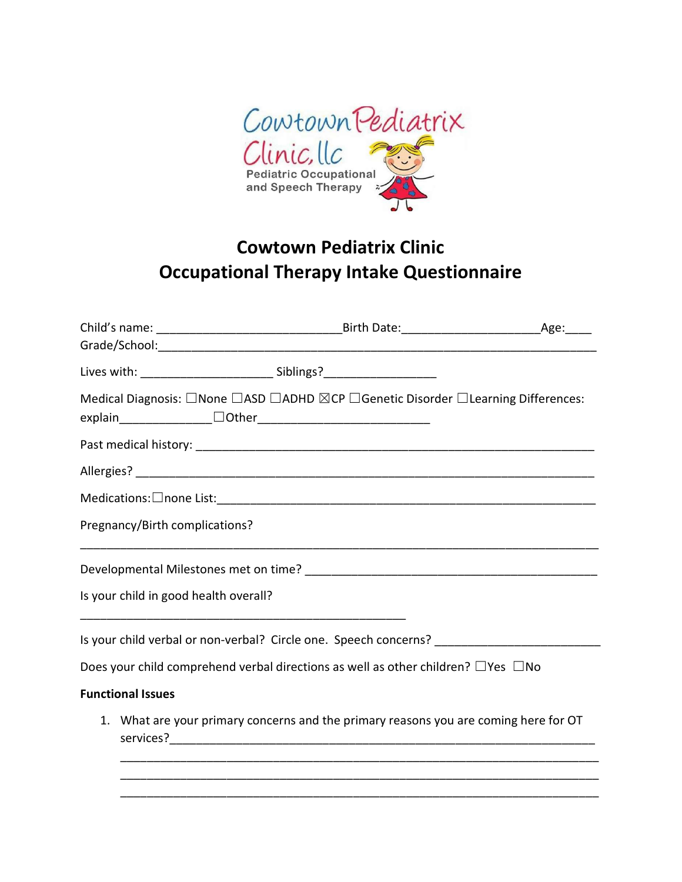# Cowtown Pediatrix Clinic
# Occupational Therapy Intake Questionnaire

Child's name: ___________________________Birth Date:____________________Age:____
Grade/School:_______________________________________________________________

Lives with: ___________________ Siblings?________________

Medical Diagnosis: ☐None ☐ASD ☐ADHD ☒CP ☐Genetic Disorder ☐Learning Differences: explain_____________ ☐Other_________________________

Past medical history: __________________________________________________________

Allergies? ________________________________________________________________

Medications: ☐none List:_______________________________________________________

Pregnancy/Birth complications?

_____________________________________________________________________________

Developmental Milestones met on time? ______________________________________

Is your child in good health overall?

_______________________________________________

Is your child verbal or non-verbal? Circle one. Speech concerns? ______________________

Does your child comprehend verbal directions as well as other children? ☐Yes ☐No

**Functional Issues**

1. What are your primary concerns and the primary reasons you are coming here for OT services?_____________________________________________________________
   _______________________________________________________________________
   _______________________________________________________________________
   _______________________________________________________________________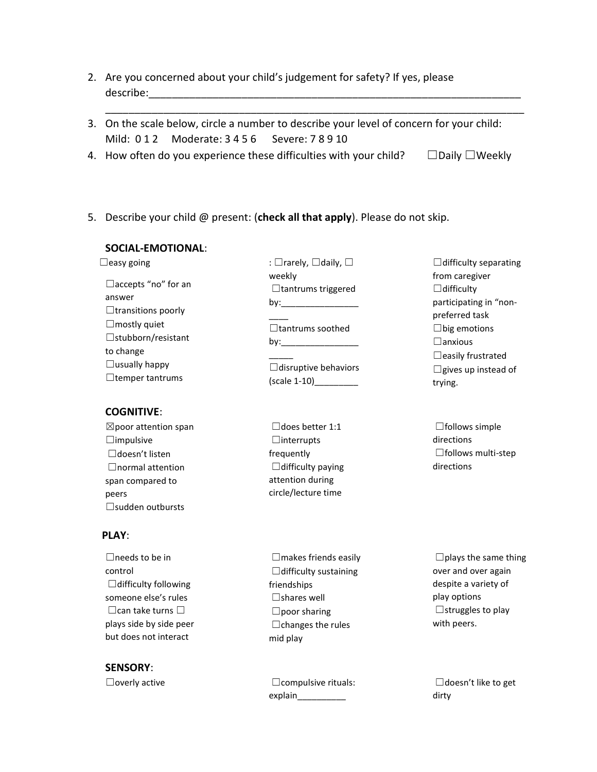2. Are you concerned about your child's judgement for safety? If yes, please describe:_________________________________________________________________
_______________________________________________________________________
3. On the scale below, circle a number to describe your level of concern for your child:
   Mild: 0 1 2     Moderate: 3 4 5 6     Severe: 7 8 9 10
4. How often do you experience these difficulties with your child?     ☐Daily ☐Weekly

5. Describe your child @ present: (**check all that apply**). Please do not skip.

**SOCIAL-EMOTIONAL**:

☐easy going

☐accepts "no" for an answer
☐transitions poorly
☐mostly quiet
☐stubborn/resistant to change
☐usually happy
☐temper tantrums

: ☐rarely, ☐daily, ☐ weekly
☐tantrums triggered by:____________________
☐tantrums soothed by:_____________________
☐disruptive behaviors (scale 1-10)_________

☐difficulty separating from caregiver
☐difficulty participating in "non-preferred task
☐big emotions
☐anxious
☐easily frustrated
☐gives up instead of trying.

**COGNITIVE**:

☒poor attention span
☐impulsive
☐doesn't listen
☐normal attention span compared to peers
☐sudden outbursts

☐does better 1:1
☐interrupts frequently
☐difficulty paying attention during circle/lecture time

☐follows simple directions
☐follows multi-step directions

**PLAY**:

☐needs to be in control
☐difficulty following someone else's rules
☐can take turns ☐ plays side by side peer but does not interact

☐makes friends easily
☐difficulty sustaining friendships
☐shares well
☐poor sharing
☐changes the rules mid play

☐plays the same thing over and over again despite a variety of play options
☐struggles to play with peers.

**SENSORY**:

☐overly active

☐compulsive rituals: explain__________

☐doesn't like to get dirty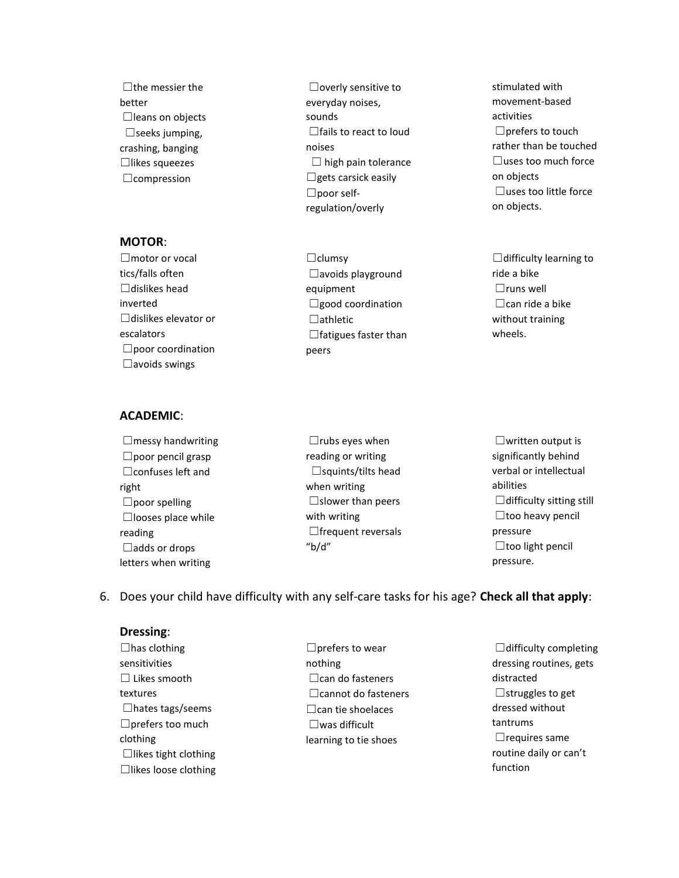- ☐the messier the better
- ☐leans on objects
- ☐seeks jumping, crashing, banging
- ☐likes squeezes
- ☐compression
- ☐overly sensitive to everyday noises, sounds
- ☐fails to react to loud noises
- ☐ high pain tolerance
- ☐gets carsick easily
- ☐poor self-regulation/overly stimulated with movement-based activities
- ☐prefers to touch rather than be touched
- ☐uses too much force on objects
- ☐uses too little force on objects.

**MOTOR**:

- ☐motor or vocal tics/falls often
- ☐dislikes head inverted
- ☐dislikes elevator or escalators
- ☐poor coordination
- ☐avoids swings
- ☐clumsy
- ☐avoids playground equipment
- ☐good coordination
- ☐athletic
- ☐fatigues faster than peers
- ☐difficulty learning to ride a bike
- ☐runs well
- ☐can ride a bike without training wheels.

**ACADEMIC**:

- ☐messy handwriting
- ☐poor pencil grasp
- ☐confuses left and right
- ☐poor spelling
- ☐looses place while reading
- ☐adds or drops letters when writing
- ☐rubs eyes when reading or writing
- ☐squints/tilts head when writing
- ☐slower than peers with writing
- ☐frequent reversals "b/d"
- ☐written output is significantly behind verbal or intellectual abilities
- ☐difficulty sitting still
- ☐too heavy pencil pressure
- ☐too light pencil pressure.

6. Does your child have difficulty with any self-care tasks for his age? **Check all that apply**:

**Dressing**:

- ☐has clothing sensitivities
- ☐ Likes smooth textures
- ☐hates tags/seems
- ☐prefers too much clothing
- ☐likes tight clothing
- ☐likes loose clothing
- ☐prefers to wear nothing
- ☐can do fasteners
- ☐cannot do fasteners
- ☐can tie shoelaces
- ☐was difficult learning to tie shoes
- ☐difficulty completing dressing routines, gets distracted
- ☐struggles to get dressed without tantrums
- ☐requires same routine daily or can't function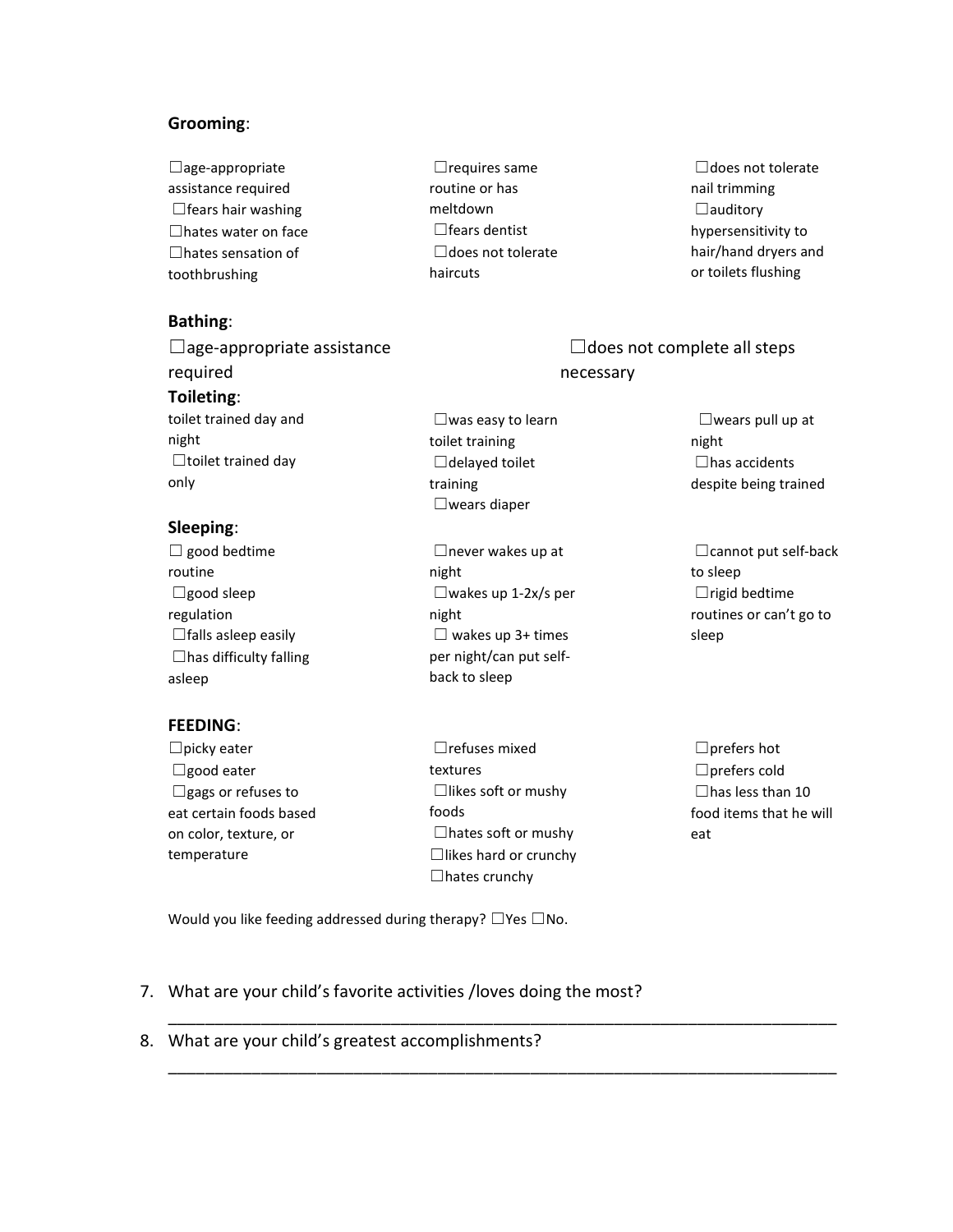**Grooming**:

☐age-appropriate assistance required
☐fears hair washing
☐hates water on face
☐hates sensation of toothbrushing
☐requires same routine or has meltdown
☐fears dentist
☐does not tolerate haircuts
☐does not tolerate nail trimming
☐auditory hypersensitivity to hair/hand dryers and or toilets flushing

**Bathing**:

☐age-appropriate assistance required
☐does not complete all steps necessary

**Toileting**:

toilet trained day and night
☐toilet trained day only
☐was easy to learn toilet training
☐delayed toilet training
☐wears diaper
☐wears pull up at night
☐has accidents despite being trained

**Sleeping**:

☐ good bedtime routine
☐good sleep regulation
☐falls asleep easily
☐has difficulty falling asleep
☐never wakes up at night
☐wakes up 1-2x/s per night
☐ wakes up 3+ times per night/can put self-back to sleep
☐cannot put self-back to sleep
☐rigid bedtime routines or can't go to sleep

**FEEDING**:

☐picky eater
☐good eater
☐gags or refuses to eat certain foods based on color, texture, or temperature
☐refuses mixed textures
☐likes soft or mushy foods
☐hates soft or mushy
☐likes hard or crunchy
☐hates crunchy
☐prefers hot
☐prefers cold
☐has less than 10 food items that he will eat

Would you like feeding addressed during therapy? ☐Yes ☐No.

7. What are your child's favorite activities /loves doing the most?
   ___________________________________________________________________________
8. What are your child's greatest accomplishments?
   ___________________________________________________________________________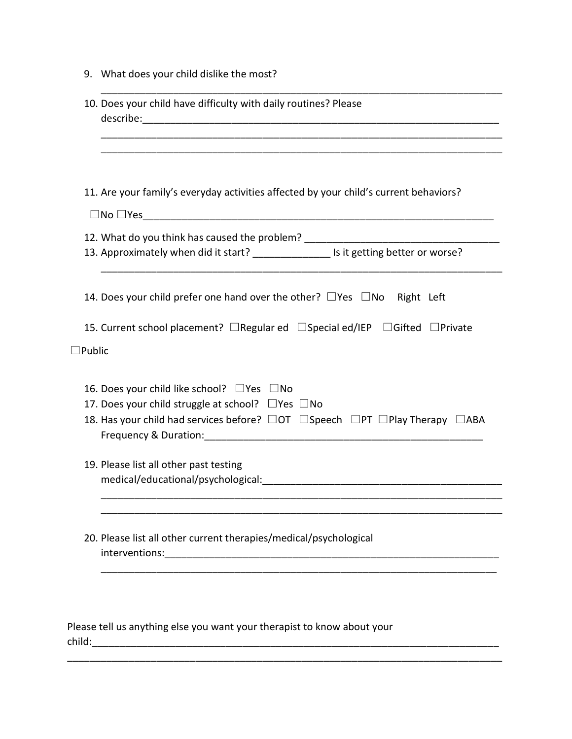9. What does your child dislike the most?

   ___________________________________________________________________________

10. Does your child have difficulty with daily routines? Please describe:_____________________________________________________________________

    ___________________________________________________________________________

    ___________________________________________________________________________

11. Are your family's everyday activities affected by your child's current behaviors?

    ☐No ☐Yes_________________________________________________________________

12. What do you think has caused the problem? ___________________________________
13. Approximately when did it start? _____________ Is it getting better or worse?

    ___________________________________________________________________________

14. Does your child prefer one hand over the other? ☐Yes ☐No   Right   Left

15. Current school placement? ☐Regular ed ☐Special ed/IEP ☐Gifted ☐Private ☐Public

16. Does your child like school? ☐Yes ☐No
17. Does your child struggle at school? ☐Yes ☐No
18. Has your child had services before? ☐OT ☐Speech ☐PT ☐Play Therapy ☐ABA
    Frequency & Duration:_____________________________________________________

19. Please list all other past testing medical/educational/psychological:___________________________________________

    ___________________________________________________________________________

    ___________________________________________________________________________

20. Please list all other current therapies/medical/psychological interventions:_______________________________________________________________

    ___________________________________________________________________________

Please tell us anything else you want your therapist to know about your child:______________________________________________________________________________

_______________________________________________________________________________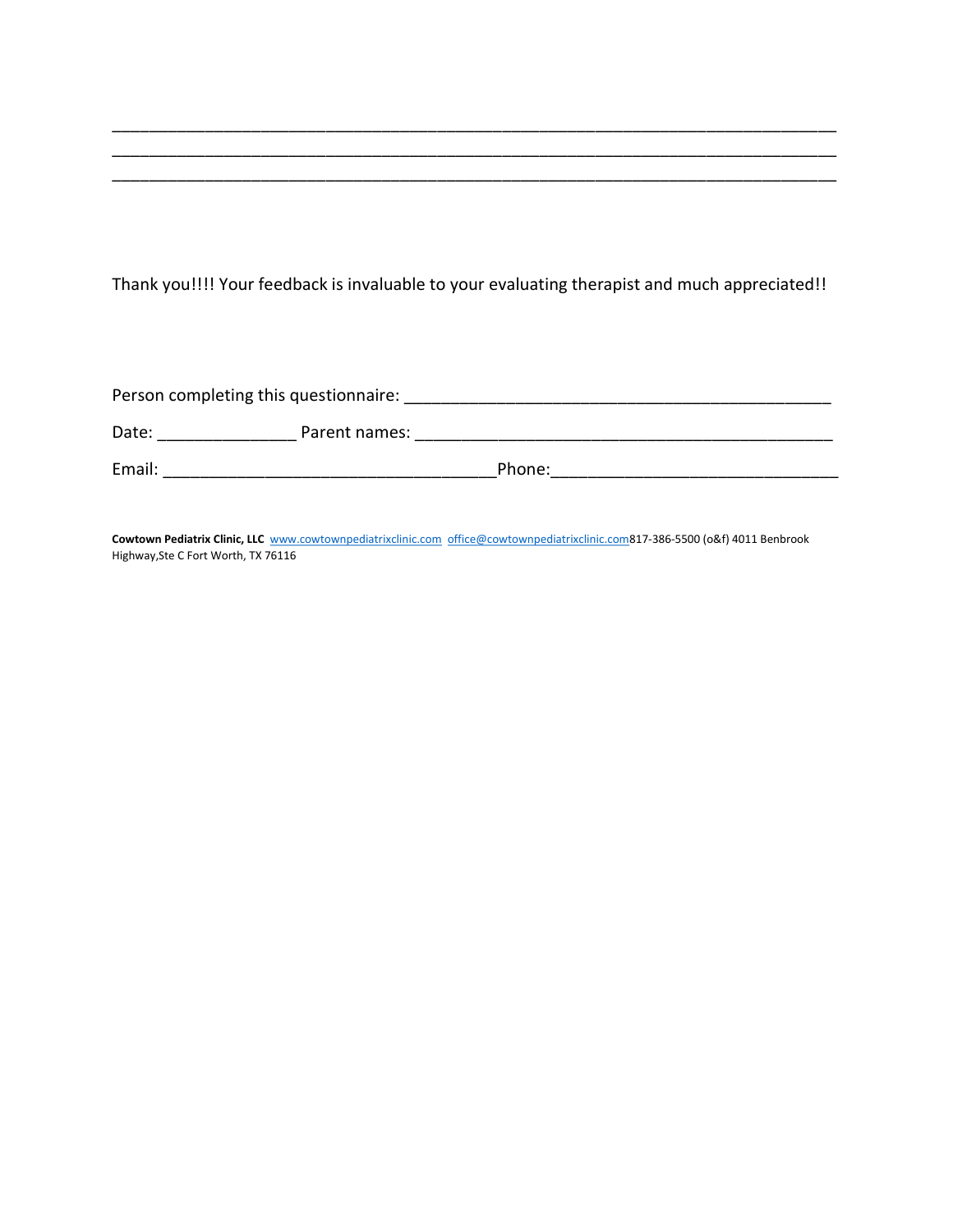\_\_\_\_\_\_\_\_\_\_\_\_\_\_\_\_\_\_\_\_\_\_\_\_\_\_\_\_\_\_\_\_\_\_\_\_\_\_\_\_\_\_\_\_\_\_\_\_\_\_\_\_\_\_\_\_\_\_\_\_\_\_\_\_\_\_\_\_\_\_\_\_\_\_\_\_\_\_

\_\_\_\_\_\_\_\_\_\_\_\_\_\_\_\_\_\_\_\_\_\_\_\_\_\_\_\_\_\_\_\_\_\_\_\_\_\_\_\_\_\_\_\_\_\_\_\_\_\_\_\_\_\_\_\_\_\_\_\_\_\_\_\_\_\_\_\_\_\_\_\_\_\_\_\_\_\_

\_\_\_\_\_\_\_\_\_\_\_\_\_\_\_\_\_\_\_\_\_\_\_\_\_\_\_\_\_\_\_\_\_\_\_\_\_\_\_\_\_\_\_\_\_\_\_\_\_\_\_\_\_\_\_\_\_\_\_\_\_\_\_\_\_\_\_\_\_\_\_\_\_\_\_\_\_\_

Thank you!!!! Your feedback is invaluable to your evaluating therapist and much appreciated!!

Person completing this questionnaire: \_\_\_\_\_\_\_\_\_\_\_\_\_\_\_\_\_\_\_\_\_\_\_\_\_\_\_\_\_\_\_\_\_\_\_\_\_\_\_\_\_\_\_\_\_\_

Date: \_\_\_\_\_\_\_\_\_\_\_\_\_\_\_ Parent names: \_\_\_\_\_\_\_\_\_\_\_\_\_\_\_\_\_\_\_\_\_\_\_\_\_\_\_\_\_\_\_\_\_\_\_\_\_\_\_\_\_\_\_\_\_\_

Email: \_\_\_\_\_\_\_\_\_\_\_\_\_\_\_\_\_\_\_\_\_\_\_\_\_\_\_\_\_\_\_\_\_\_\_\_\_Phone:\_\_\_\_\_\_\_\_\_\_\_\_\_\_\_\_\_\_\_\_\_\_\_\_\_\_\_\_\_\_\_\_

**Cowtown Pediatrix Clinic, LLC** www.cowtownpediatrixclinic.com office@cowtownpediatrixclinic.com817-386-5500 (o&f) 4011 Benbrook Highway,Ste C Fort Worth, TX 76116